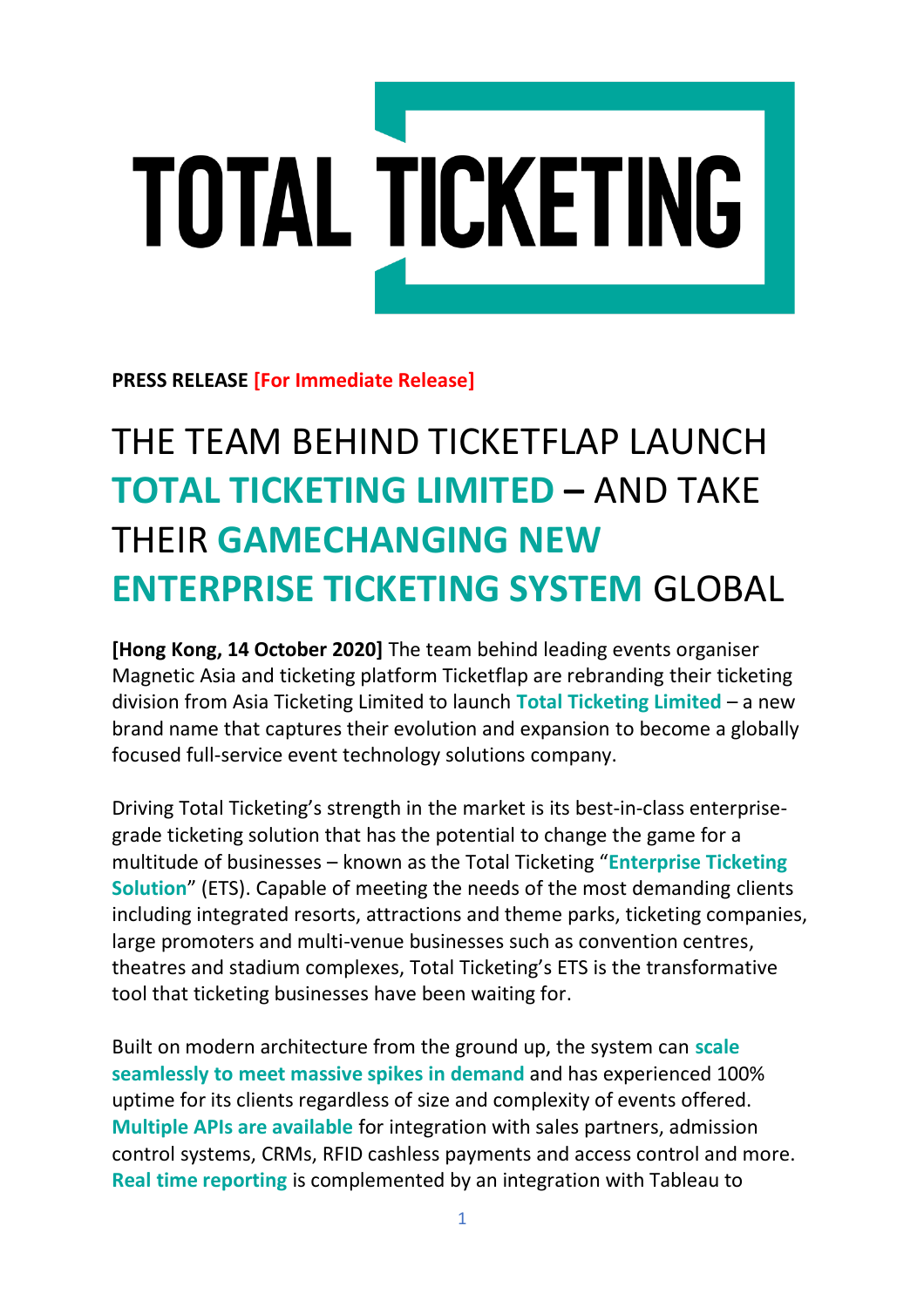# TOTAL TICKETING

**PRESS RELEASE [For Immediate Release]**

# THE TEAM BEHIND TICKETFLAP LAUNCH **TOTAL TICKETING LIMITED** – AND TAKE THEIR **GAMECHANGING NEW ENTERPRISE TICKETING SYSTEM** GLOBAL

**[Hong Kong, 14 October 2020]** The team behind leading events organiser Magnetic Asia and ticketing platform Ticketflap are rebranding their ticketing division from Asia Ticketing Limited to launch **Total Ticketing Limited** – a new brand name that captures their evolution and expansion to become a globally focused full-service event technology solutions company.

Driving Total Ticketing's strength in the market is its best-in-class enterprise-grade ticketing solution that has the potential to change the game for a multitude of businesses – known as the Total Ticketing "**Enterprise Ticketing Solution**" (ETS). Capable of meeting the needs of the most demanding clients including integrated resorts, attractions and theme parks, ticketing companies, large promoters and multi-venue businesses such as convention centres, theatres and stadium complexes, Total Ticketing's ETS is the transformative tool that ticketing businesses have been waiting for.

Built on modern architecture from the ground up, the system can **scale seamlessly to meet massive spikes in demand** and has experienced 100% uptime for its clients regardless of size and complexity of events offered. **Multiple APIs are available** for integration with sales partners, admission control systems, CRMs, RFID cashless payments and access control and more. **Real time reporting** is complemented by an integration with Tableau to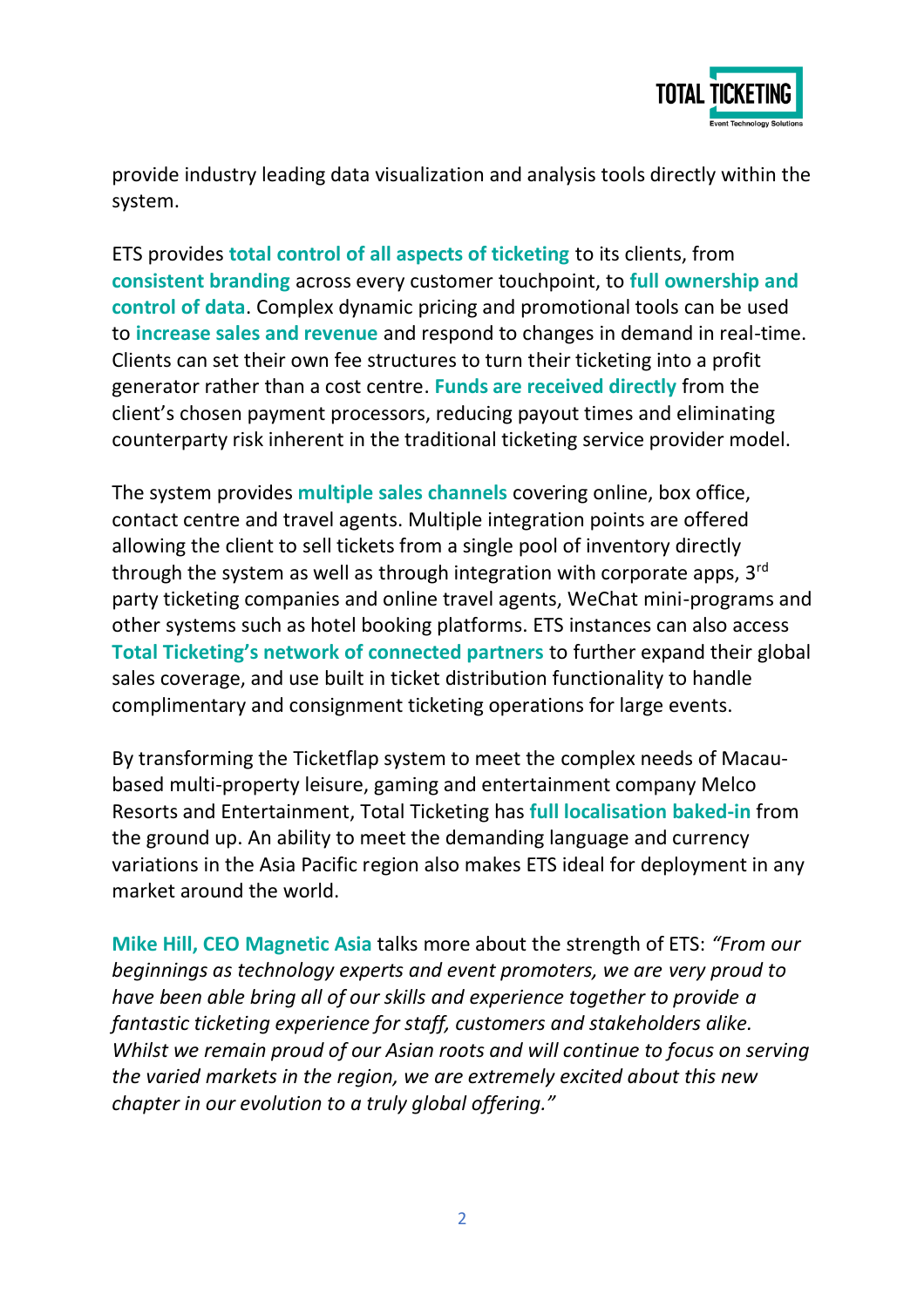provide industry leading data visualization and analysis tools directly within the system.

ETS provides **total control of all aspects of ticketing** to its clients, from **consistent branding** across every customer touchpoint, to **full ownership and control of data**. Complex dynamic pricing and promotional tools can be used to **increase sales and revenue** and respond to changes in demand in real-time. Clients can set their own fee structures to turn their ticketing into a profit generator rather than a cost centre. **Funds are received directly** from the client's chosen payment processors, reducing payout times and eliminating counterparty risk inherent in the traditional ticketing service provider model.

The system provides **multiple sales channels** covering online, box office, contact centre and travel agents. Multiple integration points are offered allowing the client to sell tickets from a single pool of inventory directly through the system as well as through integration with corporate apps, 3rd party ticketing companies and online travel agents, WeChat mini-programs and other systems such as hotel booking platforms. ETS instances can also access **Total Ticketing's network of connected partners** to further expand their global sales coverage, and use built in ticket distribution functionality to handle complimentary and consignment ticketing operations for large events.

By transforming the Ticketflap system to meet the complex needs of Macau-based multi-property leisure, gaming and entertainment company Melco Resorts and Entertainment, Total Ticketing has **full localisation baked-in** from the ground up. An ability to meet the demanding language and currency variations in the Asia Pacific region also makes ETS ideal for deployment in any market around the world.

**Mike Hill, CEO Magnetic Asia** talks more about the strength of ETS: *"From our beginnings as technology experts and event promoters, we are very proud to have been able bring all of our skills and experience together to provide a fantastic ticketing experience for staff, customers and stakeholders alike. Whilst we remain proud of our Asian roots and will continue to focus on serving the varied markets in the region, we are extremely excited about this new chapter in our evolution to a truly global offering."*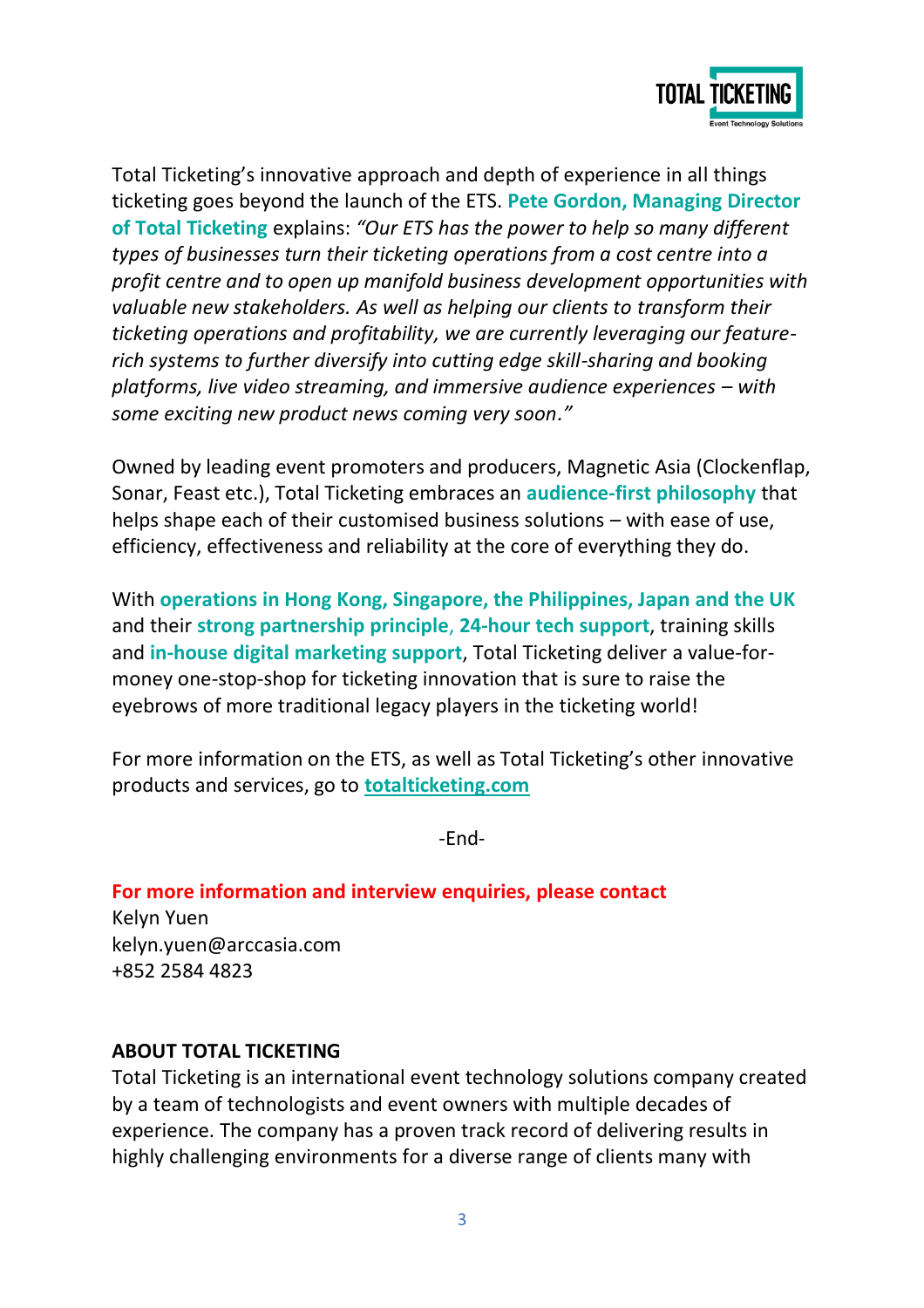Total Ticketing's innovative approach and depth of experience in all things ticketing goes beyond the launch of the ETS. **Pete Gordon, Managing Director of Total Ticketing** explains: *"Our ETS has the power to help so many different types of businesses turn their ticketing operations from a cost centre into a profit centre and to open up manifold business development opportunities with valuable new stakeholders. As well as helping our clients to transform their ticketing operations and profitability, we are currently leveraging our feature-rich systems to further diversify into cutting edge skill-sharing and booking platforms, live video streaming, and immersive audience experiences – with some exciting new product news coming very soon."*

Owned by leading event promoters and producers, Magnetic Asia (Clockenflap, Sonar, Feast etc.), Total Ticketing embraces an **audience-first philosophy** that helps shape each of their customised business solutions – with ease of use, efficiency, effectiveness and reliability at the core of everything they do.

With **operations in Hong Kong, Singapore, the Philippines, Japan and the UK** and their **strong partnership principle**, **24-hour tech support**, training skills and **in-house digital marketing support**, Total Ticketing deliver a value-for-money one-stop-shop for ticketing innovation that is sure to raise the eyebrows of more traditional legacy players in the ticketing world!

For more information on the ETS, as well as Total Ticketing's other innovative products and services, go to **totalticketing.com**

-End-

**For more information and interview enquiries, please contact**
Kelyn Yuen
kelyn.yuen@arccasia.com
+852 2584 4823

**ABOUT TOTAL TICKETING**

Total Ticketing is an international event technology solutions company created by a team of technologists and event owners with multiple decades of experience. The company has a proven track record of delivering results in highly challenging environments for a diverse range of clients many with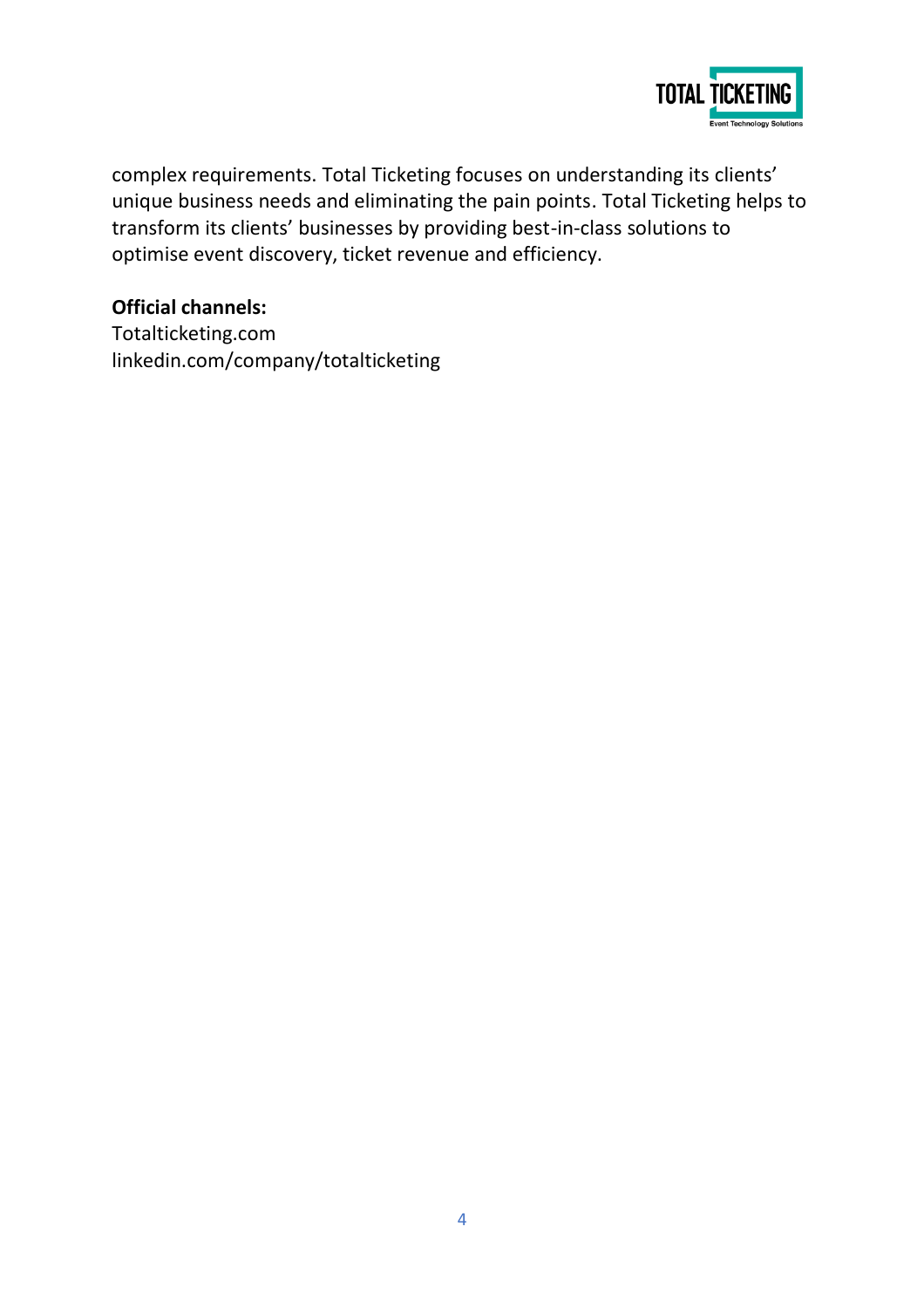complex requirements. Total Ticketing focuses on understanding its clients' unique business needs and eliminating the pain points. Total Ticketing helps to transform its clients' businesses by providing best-in-class solutions to optimise event discovery, ticket revenue and efficiency.

**Official channels:**

Totalticketing.com
linkedin.com/company/totalticketing